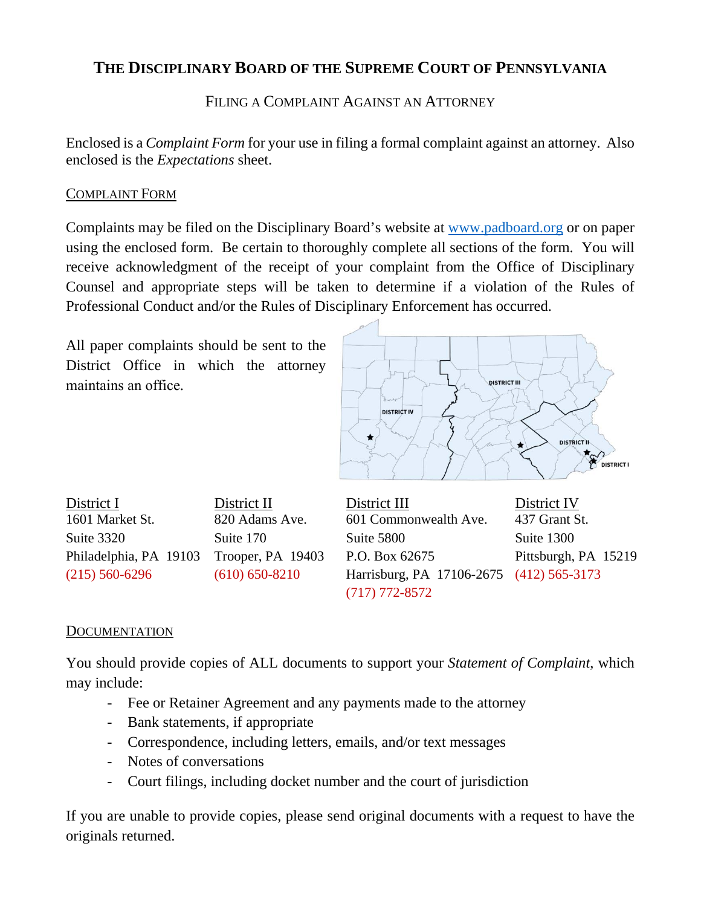# The Disciplinary Board of the Supreme Court of Pennsylvania

## Filing a Complaint Against an Attorney

Enclosed is a *Complaint Form* for your use in filing a formal complaint against an attorney. Also enclosed is the *Expectations* sheet.

### Complaint Form

Complaints may be filed on the Disciplinary Board's website at www.padboard.org or on paper using the enclosed form. Be certain to thoroughly complete all sections of the form. You will receive acknowledgment of the receipt of your complaint from the Office of Disciplinary Counsel and appropriate steps will be taken to determine if a violation of the Rules of Professional Conduct and/or the Rules of Disciplinary Enforcement has occurred.

All paper complaints should be sent to the District Office in which the attorney maintains an office.

District I
1601 Market St.
Suite 3320
Philadelphia, PA 19103
(215) 560-6296

District II
820 Adams Ave.
Suite 170
Trooper, PA 19403
(610) 650-8210

District III
601 Commonwealth Ave.
Suite 5800
P.O. Box 62675
Harrisburg, PA 17106-2675
(717) 772-8572

District IV
437 Grant St.
Suite 1300
Pittsburgh, PA 15219
(412) 565-3173

### Documentation

You should provide copies of ALL documents to support your *Statement of Complaint*, which may include:

- Fee or Retainer Agreement and any payments made to the attorney
- Bank statements, if appropriate
- Correspondence, including letters, emails, and/or text messages
- Notes of conversations
- Court filings, including docket number and the court of jurisdiction

If you are unable to provide copies, please send original documents with a request to have the originals returned.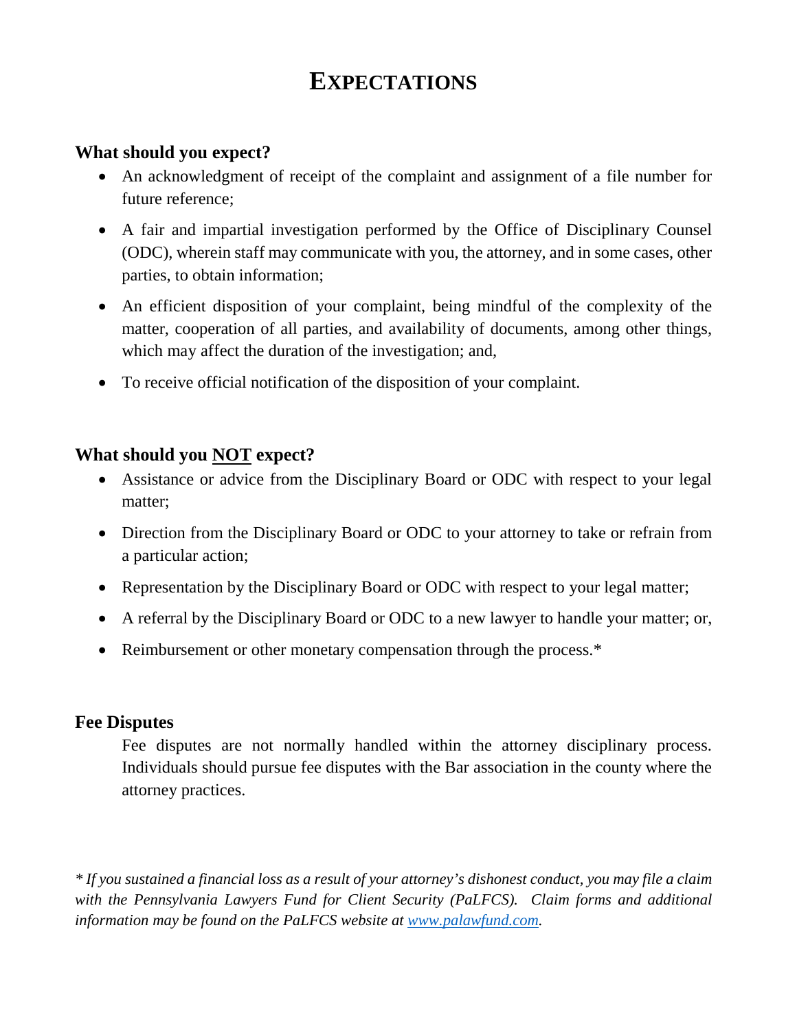# EXPECTATIONS

### What should you expect?

- An acknowledgment of receipt of the complaint and assignment of a file number for future reference;
- A fair and impartial investigation performed by the Office of Disciplinary Counsel (ODC), wherein staff may communicate with you, the attorney, and in some cases, other parties, to obtain information;
- An efficient disposition of your complaint, being mindful of the complexity of the matter, cooperation of all parties, and availability of documents, among other things, which may affect the duration of the investigation; and,
- To receive official notification of the disposition of your complaint.

### What should you <u>NOT</u> expect?

- Assistance or advice from the Disciplinary Board or ODC with respect to your legal matter;
- Direction from the Disciplinary Board or ODC to your attorney to take or refrain from a particular action;
- Representation by the Disciplinary Board or ODC with respect to your legal matter;
- A referral by the Disciplinary Board or ODC to a new lawyer to handle your matter; or,
- Reimbursement or other monetary compensation through the process.*

### Fee Disputes

Fee disputes are not normally handled within the attorney disciplinary process. Individuals should pursue fee disputes with the Bar association in the county where the attorney practices.

*\* If you sustained a financial loss as a result of your attorney's dishonest conduct, you may file a claim with the Pennsylvania Lawyers Fund for Client Security (PaLFCS). Claim forms and additional information may be found on the PaLFCS website at [www.palawfund.com](http://www.palawfund.com).*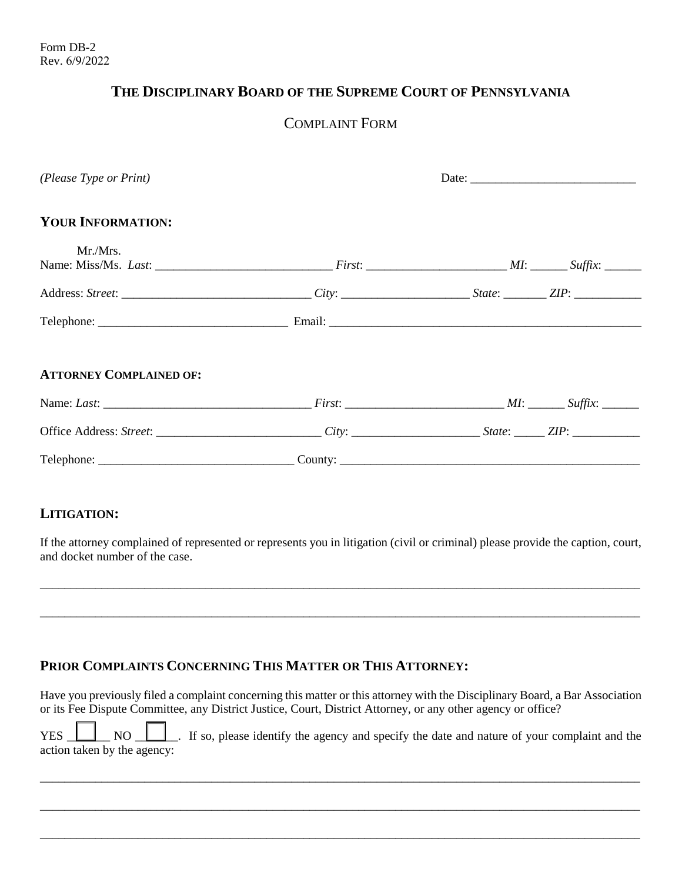Form DB-2
Rev. 6/9/2022

# THE DISCIPLINARY BOARD OF THE SUPREME COURT OF PENNSYLVANIA

## COMPLAINT FORM

*(Please Type or Print)* Date: ___________________________

### YOUR INFORMATION:

Name: Mr./Mrs. Miss/Ms. *Last*: ____________________________ *First*: ______________________ *MI*: ______ *Suffix*: ______

Address: *Street*: ______________________________ *City*: ____________________ *State*: _______ *ZIP*: ___________

Telephone: ______________________________ Email: ____________________________________________________

### ATTORNEY COMPLAINED OF:

Name: *Last*: _________________________________ *First*: _________________________ *MI*: ______ *Suffix*: ______

Office Address: *Street*: __________________________ *City*: ____________________ *State*: _____ *ZIP*: ___________

Telephone: _______________________________ County: __________________________________________________

### LITIGATION:

If the attorney complained of represented or represents you in litigation (civil or criminal) please provide the caption, court, and docket number of the case.

_____________________________________________________________________________________________

_____________________________________________________________________________________________

### PRIOR COMPLAINTS CONCERNING THIS MATTER OR THIS ATTORNEY:

Have you previously filed a complaint concerning this matter or this attorney with the Disciplinary Board, a Bar Association or its Fee Dispute Committee, any District Justice, Court, District Attorney, or any other agency or office?

YES ☐ NO ☐. If so, please identify the agency and specify the date and nature of your complaint and the action taken by the agency:

_____________________________________________________________________________________________

_____________________________________________________________________________________________

_____________________________________________________________________________________________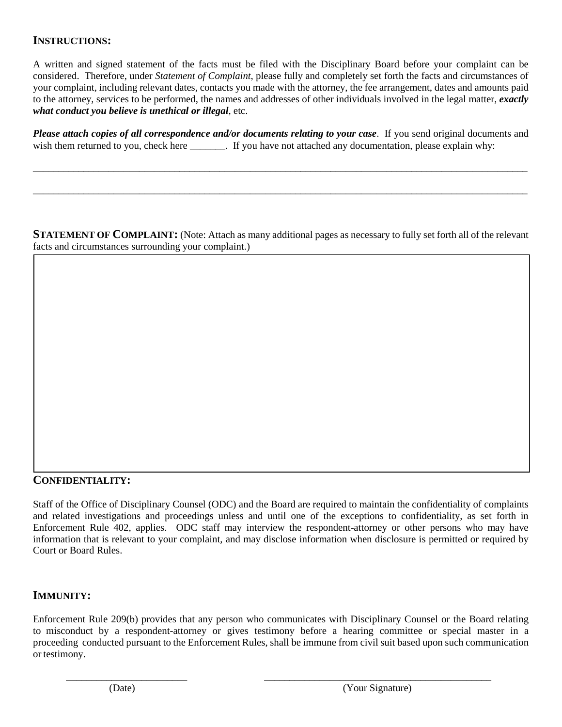## INSTRUCTIONS:

A written and signed statement of the facts must be filed with the Disciplinary Board before your complaint can be considered. Therefore, under *Statement of Complaint*, please fully and completely set forth the facts and circumstances of your complaint, including relevant dates, contacts you made with the attorney, the fee arrangement, dates and amounts paid to the attorney, services to be performed, the names and addresses of other individuals involved in the legal matter, ***exactly what conduct you believe is unethical or illegal***, etc.

***Please attach copies of all correspondence and/or documents relating to your case***. If you send original documents and wish them returned to you, check here _______. If you have not attached any documentation, please explain why:

_____________________________________________________________________________________________

_____________________________________________________________________________________________

**STATEMENT OF COMPLAINT:** (Note: Attach as many additional pages as necessary to fully set forth all of the relevant facts and circumstances surrounding your complaint.)

## CONFIDENTIALITY:

Staff of the Office of Disciplinary Counsel (ODC) and the Board are required to maintain the confidentiality of complaints and related investigations and proceedings unless and until one of the exceptions to confidentiality, as set forth in Enforcement Rule 402, applies. ODC staff may interview the respondent-attorney or other persons who may have information that is relevant to your complaint, and may disclose information when disclosure is permitted or required by Court or Board Rules.

## IMMUNITY:

Enforcement Rule 209(b) provides that any person who communicates with Disciplinary Counsel or the Board relating to misconduct by a respondent-attorney or gives testimony before a hearing committee or special master in a proceeding conducted pursuant to the Enforcement Rules, shall be immune from civil suit based upon such communication or testimony.

________________________ (Date)

_______________________________________________ (Your Signature)